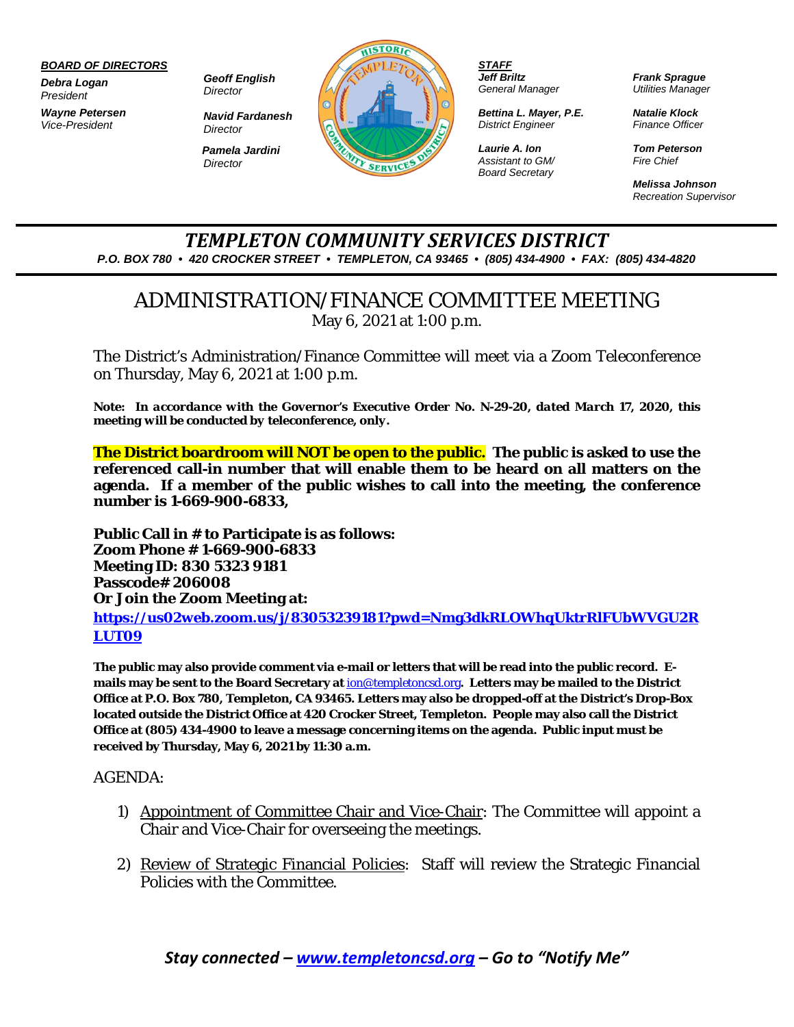***BOARD OF DIRECTORS***

***Debra Logan***
*President*

***Wayne Petersen***
*Vice-President*

***Geoff English***
*Director*

***Navid Fardanesh***
*Director*

***Pamela Jardini***
*Director*

***STAFF***

***Jeff Briltz***
*General Manager*

***Bettina L. Mayer, P.E.***
*District Engineer*

***Laurie A. Ion***
*Assistant to GM/ Board Secretary*

***Frank Sprague***
*Utilities Manager*

***Natalie Klock***
*Finance Officer*

***Tom Peterson***
*Fire Chief*

***Melissa Johnson***
*Recreation Supervisor*

# *TEMPLETON COMMUNITY SERVICES DISTRICT*

*P.O. BOX 780 • 420 CROCKER STREET • TEMPLETON, CA 93465 • (805) 434-4900 • FAX: (805) 434-4820*

## ADMINISTRATION/FINANCE COMMITTEE MEETING

May 6, 2021 at 1:00 p.m.

The District's Administration/Finance Committee will meet via a Zoom Teleconference on Thursday, May 6, 2021 at 1:00 p.m.

**Note: *In accordance with the Governor's Executive Order No. N-29-20, dated March 17, 2020, this meeting will be conducted by teleconference, only.***

**The District boardroom will NOT be open to the public. The public is asked to use the referenced call-in number that will enable them to be heard on all matters on the agenda. If a member of the public wishes to call into the meeting, the conference number is 1-669-900-6833,**

**Public Call in # to Participate is as follows:**
**Zoom Phone # 1-669-900-6833**
**Meeting ID: 830 5323 9181**
**Passcode# 206008**
**Or Join the Zoom Meeting at:**
**[https://us02web.zoom.us/j/83053239181?pwd=Nmg3dkRLOWhqUktrRlFUbWVGU2RLUT09](https://us02web.zoom.us/j/83053239181?pwd=Nmg3dkRLOWhqUktrRlFUbWVGU2RLUT09)**

**The public may also provide comment via e-mail or letters that will be read into the public record. E-mails may be sent to the Board Secretary at [ion@templetoncsd.org](mailto:ion@templetoncsd.org). Letters may be mailed to the District Office at P.O. Box 780, Templeton, CA 93465. Letters may also be dropped-off at the District's Drop-Box located outside the District Office at 420 Crocker Street, Templeton. People may also call the District Office at (805) 434-4900 to leave a message concerning items on the agenda. Public input must be received by Thursday, May 6, 2021 by 11:30 a.m.**

AGENDA:

1) Appointment of Committee Chair and Vice-Chair: The Committee will appoint a Chair and Vice-Chair for overseeing the meetings.

2) Review of Strategic Financial Policies: Staff will review the Strategic Financial Policies with the Committee.

***Stay connected – [www.templetoncsd.org](http://www.templetoncsd.org) – Go to "Notify Me"***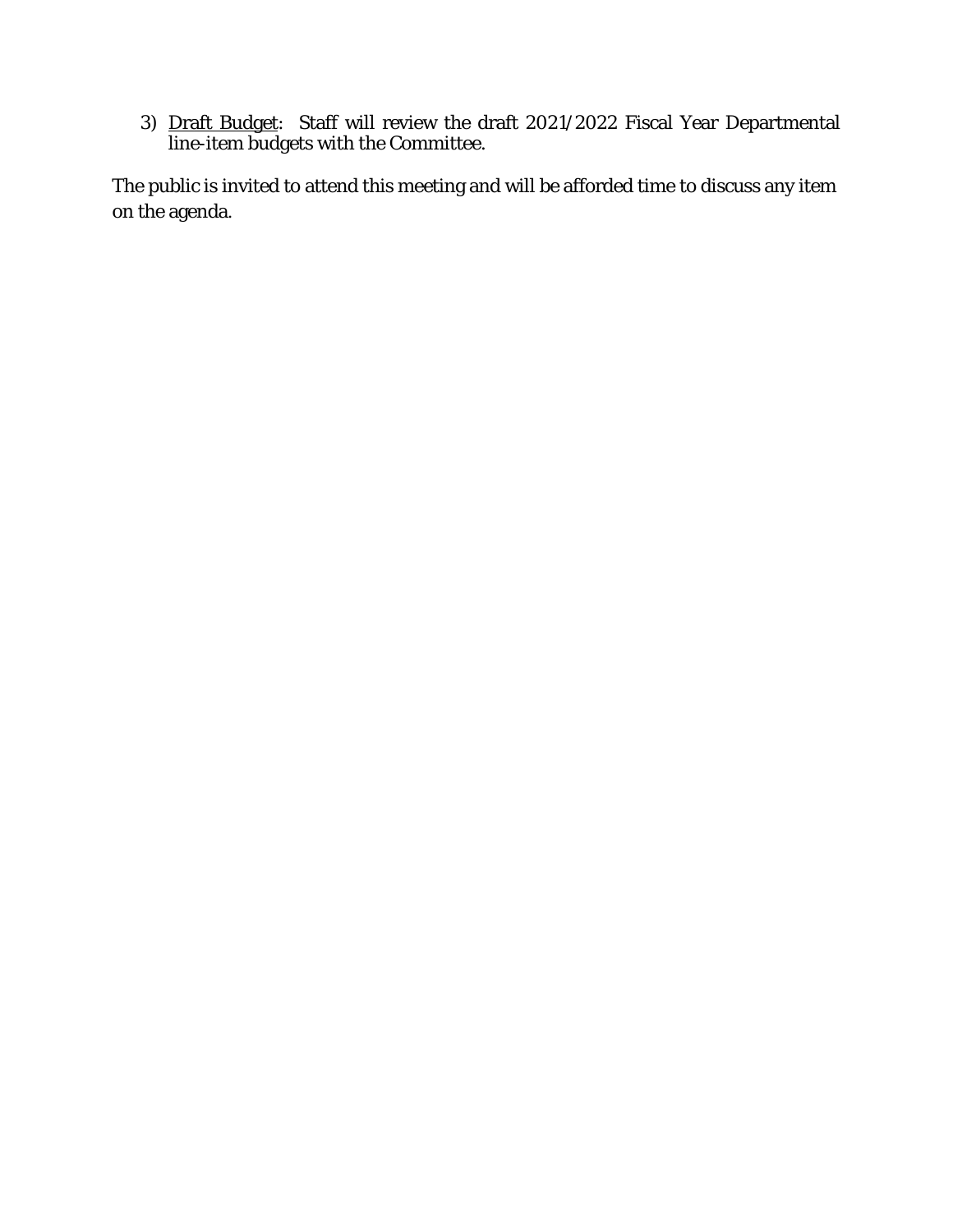3) <u>Draft Budget</u>: Staff will review the draft 2021/2022 Fiscal Year Departmental line-item budgets with the Committee.

The public is invited to attend this meeting and will be afforded time to discuss any item on the agenda.